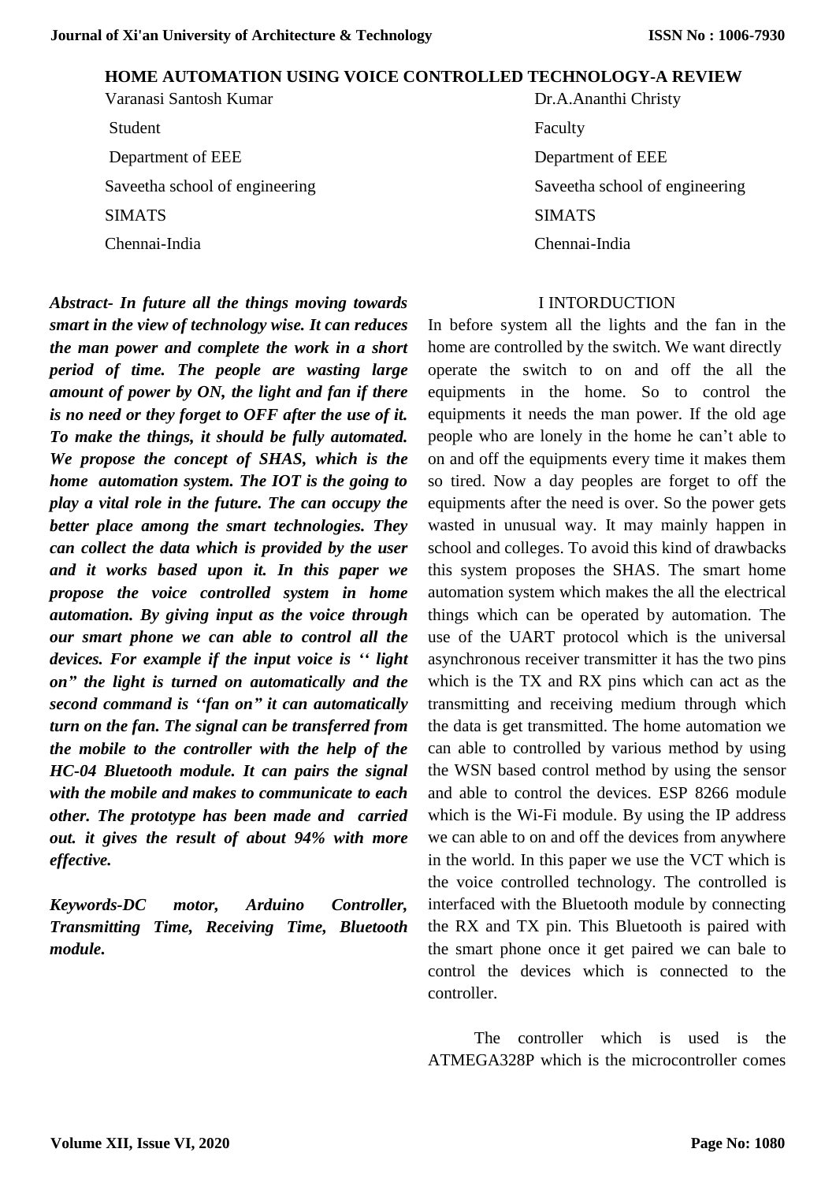# HOME AUTOMATION USING VOICE CONTROLLED TECHNOLOGY-A REVIEW

Varanasi Santosh Kumar
Student
Department of EEE
Saveetha school of engineering
SIMATS
Chennai-India

Dr.A.Ananthi Christy
Faculty
Department of EEE
Saveetha school of engineering
SIMATS
Chennai-India

***Abstract- In future all the things moving towards smart in the view of technology wise. It can reduces the man power and complete the work in a short period of time. The people are wasting large amount of power by ON, the light and fan if there is no need or they forget to OFF after the use of it. To make the things, it should be fully automated. We propose the concept of SHAS, which is the home automation system. The IOT is the going to play a vital role in the future. The can occupy the better place among the smart technologies. They can collect the data which is provided by the user and it works based upon it. In this paper we propose the voice controlled system in home automation. By giving input as the voice through our smart phone we can able to control all the devices. For example if the input voice is '' light on" the light is turned on automatically and the second command is ''fan on" it can automatically turn on the fan. The signal can be transferred from the mobile to the controller with the help of the HC-04 Bluetooth module. It can pairs the signal with the mobile and makes to communicate to each other. The prototype has been made and carried out. it gives the result of about 94% with more effective.***

***Keywords-DC motor, Arduino Controller, Transmitting Time, Receiving Time, Bluetooth module.***

## I INTORDUCTION

In before system all the lights and the fan in the home are controlled by the switch. We want directly operate the switch to on and off the all the equipments in the home. So to control the equipments it needs the man power. If the old age people who are lonely in the home he can't able to on and off the equipments every time it makes them so tired. Now a day peoples are forget to off the equipments after the need is over. So the power gets wasted in unusual way. It may mainly happen in school and colleges. To avoid this kind of drawbacks this system proposes the SHAS. The smart home automation system which makes the all the electrical things which can be operated by automation. The use of the UART protocol which is the universal asynchronous receiver transmitter it has the two pins which is the TX and RX pins which can act as the transmitting and receiving medium through which the data is get transmitted. The home automation we can able to controlled by various method by using the WSN based control method by using the sensor and able to control the devices. ESP 8266 module which is the Wi-Fi module. By using the IP address we can able to on and off the devices from anywhere in the world. In this paper we use the VCT which is the voice controlled technology. The controlled is interfaced with the Bluetooth module by connecting the RX and TX pin. This Bluetooth is paired with the smart phone once it get paired we can bale to control the devices which is connected to the controller.

The controller which is used is the ATMEGA328P which is the microcontroller comes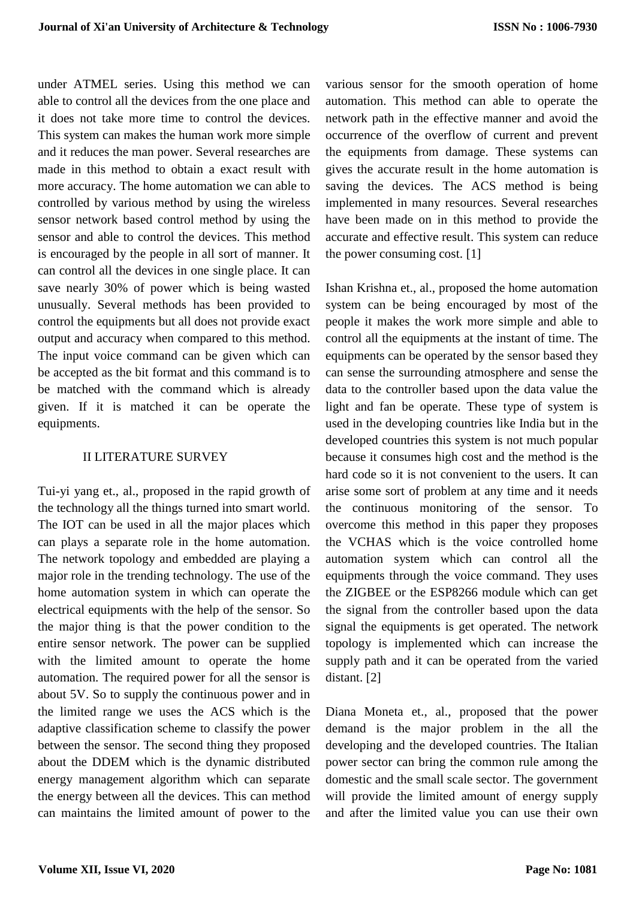under ATMEL series. Using this method we can able to control all the devices from the one place and it does not take more time to control the devices. This system can makes the human work more simple and it reduces the man power. Several researches are made in this method to obtain a exact result with more accuracy. The home automation we can able to controlled by various method by using the wireless sensor network based control method by using the sensor and able to control the devices. This method is encouraged by the people in all sort of manner. It can control all the devices in one single place. It can save nearly 30% of power which is being wasted unusually. Several methods has been provided to control the equipments but all does not provide exact output and accuracy when compared to this method. The input voice command can be given which can be accepted as the bit format and this command is to be matched with the command which is already given. If it is matched it can be operate the equipments.

## II LITERATURE SURVEY

Tui-yi yang et., al., proposed in the rapid growth of the technology all the things turned into smart world. The IOT can be used in all the major places which can plays a separate role in the home automation. The network topology and embedded are playing a major role in the trending technology. The use of the home automation system in which can operate the electrical equipments with the help of the sensor. So the major thing is that the power condition to the entire sensor network. The power can be supplied with the limited amount to operate the home automation. The required power for all the sensor is about 5V. So to supply the continuous power and in the limited range we uses the ACS which is the adaptive classification scheme to classify the power between the sensor. The second thing they proposed about the DDEM which is the dynamic distributed energy management algorithm which can separate the energy between all the devices. This can method can maintains the limited amount of power to the various sensor for the smooth operation of home automation. This method can able to operate the network path in the effective manner and avoid the occurrence of the overflow of current and prevent the equipments from damage. These systems can gives the accurate result in the home automation is saving the devices. The ACS method is being implemented in many resources. Several researches have been made on in this method to provide the accurate and effective result. This system can reduce the power consuming cost. [1]

Ishan Krishna et., al., proposed the home automation system can be being encouraged by most of the people it makes the work more simple and able to control all the equipments at the instant of time. The equipments can be operated by the sensor based they can sense the surrounding atmosphere and sense the data to the controller based upon the data value the light and fan be operate. These type of system is used in the developing countries like India but in the developed countries this system is not much popular because it consumes high cost and the method is the hard code so it is not convenient to the users. It can arise some sort of problem at any time and it needs the continuous monitoring of the sensor. To overcome this method in this paper they proposes the VCHAS which is the voice controlled home automation system which can control all the equipments through the voice command. They uses the ZIGBEE or the ESP8266 module which can get the signal from the controller based upon the data signal the equipments is get operated. The network topology is implemented which can increase the supply path and it can be operated from the varied distant. [2]

Diana Moneta et., al., proposed that the power demand is the major problem in the all the developing and the developed countries. The Italian power sector can bring the common rule among the domestic and the small scale sector. The government will provide the limited amount of energy supply and after the limited value you can use their own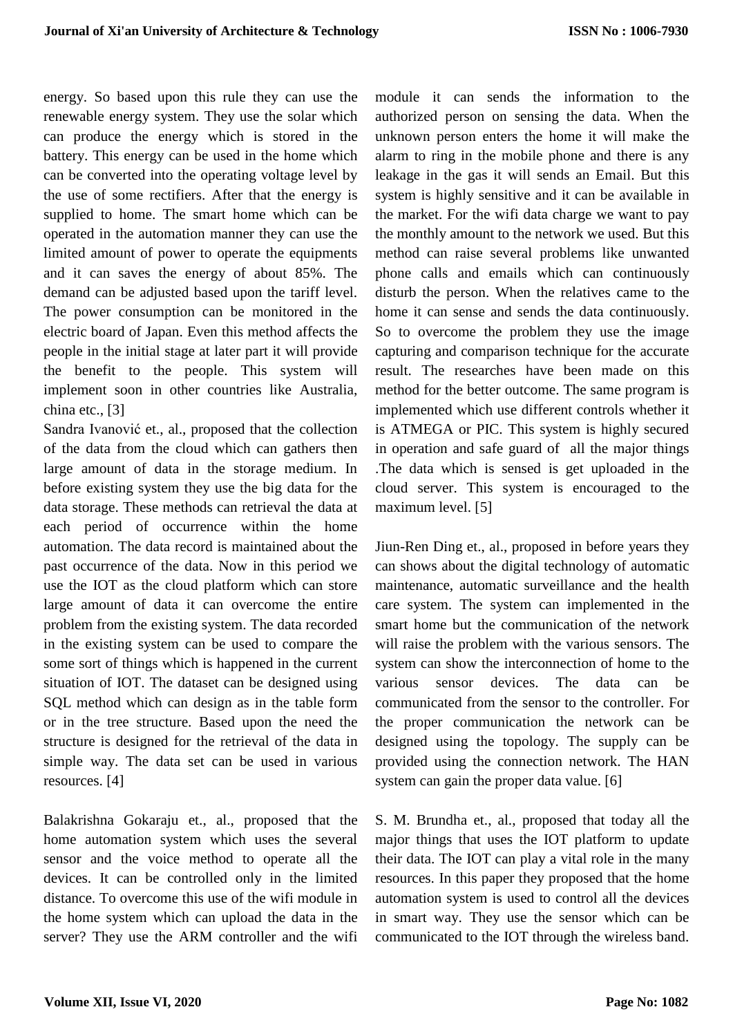energy. So based upon this rule they can use the renewable energy system. They use the solar which can produce the energy which is stored in the battery. This energy can be used in the home which can be converted into the operating voltage level by the use of some rectifiers. After that the energy is supplied to home. The smart home which can be operated in the automation manner they can use the limited amount of power to operate the equipments and it can saves the energy of about 85%. The demand can be adjusted based upon the tariff level. The power consumption can be monitored in the electric board of Japan. Even this method affects the people in the initial stage at later part it will provide the benefit to the people. This system will implement soon in other countries like Australia, china etc., [3]

Sandra Ivanović et., al., proposed that the collection of the data from the cloud which can gathers then large amount of data in the storage medium. In before existing system they use the big data for the data storage. These methods can retrieval the data at each period of occurrence within the home automation. The data record is maintained about the past occurrence of the data. Now in this period we use the IOT as the cloud platform which can store large amount of data it can overcome the entire problem from the existing system. The data recorded in the existing system can be used to compare the some sort of things which is happened in the current situation of IOT. The dataset can be designed using SQL method which can design as in the table form or in the tree structure. Based upon the need the structure is designed for the retrieval of the data in simple way. The data set can be used in various resources. [4]

Balakrishna Gokaraju et., al., proposed that the home automation system which uses the several sensor and the voice method to operate all the devices. It can be controlled only in the limited distance. To overcome this use of the wifi module in the home system which can upload the data in the server? They use the ARM controller and the wifi module it can sends the information to the authorized person on sensing the data. When the unknown person enters the home it will make the alarm to ring in the mobile phone and there is any leakage in the gas it will sends an Email. But this system is highly sensitive and it can be available in the market. For the wifi data charge we want to pay the monthly amount to the network we used. But this method can raise several problems like unwanted phone calls and emails which can continuously disturb the person. When the relatives came to the home it can sense and sends the data continuously. So to overcome the problem they use the image capturing and comparison technique for the accurate result. The researches have been made on this method for the better outcome. The same program is implemented which use different controls whether it is ATMEGA or PIC. This system is highly secured in operation and safe guard of all the major things .The data which is sensed is get uploaded in the cloud server. This system is encouraged to the maximum level. [5]

Jiun-Ren Ding et., al., proposed in before years they can shows about the digital technology of automatic maintenance, automatic surveillance and the health care system. The system can implemented in the smart home but the communication of the network will raise the problem with the various sensors. The system can show the interconnection of home to the various sensor devices. The data can be communicated from the sensor to the controller. For the proper communication the network can be designed using the topology. The supply can be provided using the connection network. The HAN system can gain the proper data value. [6]

S. M. Brundha et., al., proposed that today all the major things that uses the IOT platform to update their data. The IOT can play a vital role in the many resources. In this paper they proposed that the home automation system is used to control all the devices in smart way. They use the sensor which can be communicated to the IOT through the wireless band.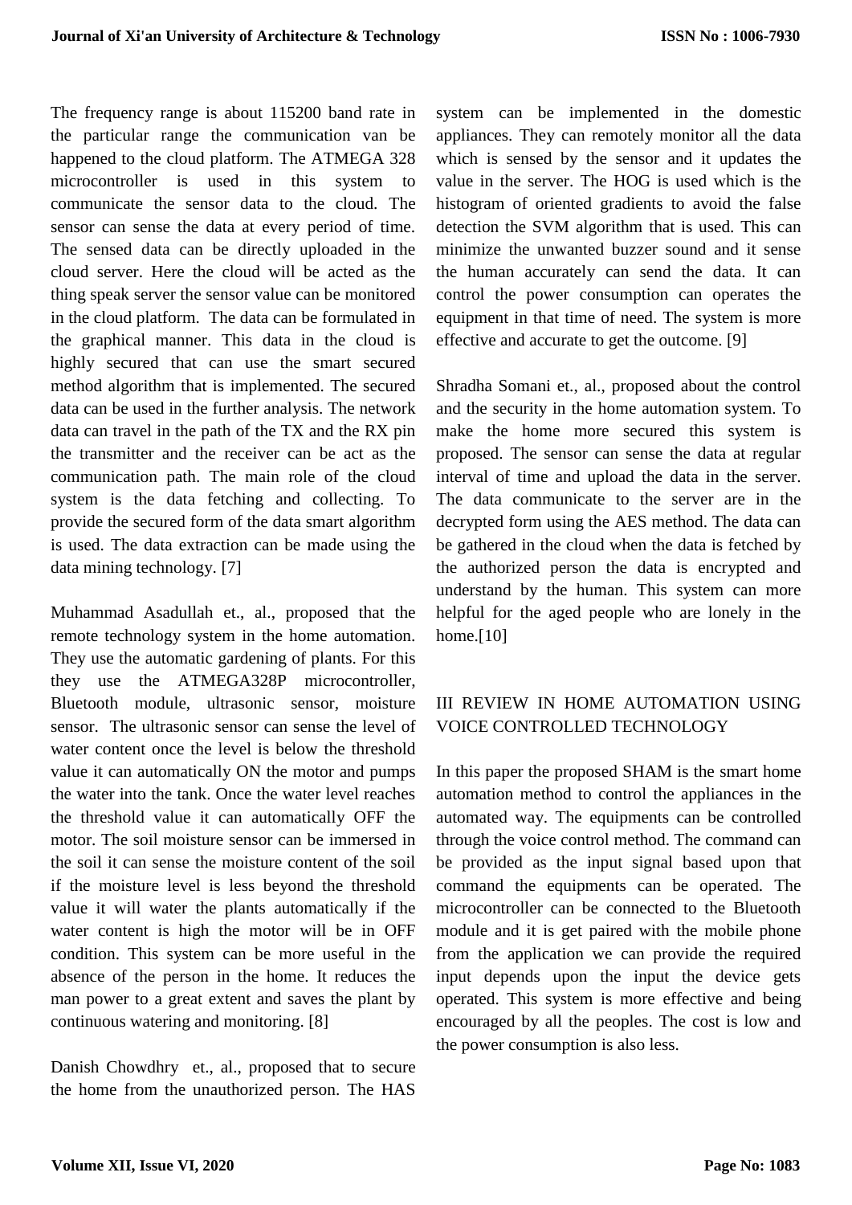The frequency range is about 115200 band rate in the particular range the communication van be happened to the cloud platform. The ATMEGA 328 microcontroller is used in this system to communicate the sensor data to the cloud. The sensor can sense the data at every period of time. The sensed data can be directly uploaded in the cloud server. Here the cloud will be acted as the thing speak server the sensor value can be monitored in the cloud platform. The data can be formulated in the graphical manner. This data in the cloud is highly secured that can use the smart secured method algorithm that is implemented. The secured data can be used in the further analysis. The network data can travel in the path of the TX and the RX pin the transmitter and the receiver can be act as the communication path. The main role of the cloud system is the data fetching and collecting. To provide the secured form of the data smart algorithm is used. The data extraction can be made using the data mining technology. [7]

Muhammad Asadullah et., al., proposed that the remote technology system in the home automation. They use the automatic gardening of plants. For this they use the ATMEGA328P microcontroller, Bluetooth module, ultrasonic sensor, moisture sensor. The ultrasonic sensor can sense the level of water content once the level is below the threshold value it can automatically ON the motor and pumps the water into the tank. Once the water level reaches the threshold value it can automatically OFF the motor. The soil moisture sensor can be immersed in the soil it can sense the moisture content of the soil if the moisture level is less beyond the threshold value it will water the plants automatically if the water content is high the motor will be in OFF condition. This system can be more useful in the absence of the person in the home. It reduces the man power to a great extent and saves the plant by continuous watering and monitoring. [8]

Danish Chowdhry et., al., proposed that to secure the home from the unauthorized person. The HAS system can be implemented in the domestic appliances. They can remotely monitor all the data which is sensed by the sensor and it updates the value in the server. The HOG is used which is the histogram of oriented gradients to avoid the false detection the SVM algorithm that is used. This can minimize the unwanted buzzer sound and it sense the human accurately can send the data. It can control the power consumption can operates the equipment in that time of need. The system is more effective and accurate to get the outcome. [9]

Shradha Somani et., al., proposed about the control and the security in the home automation system. To make the home more secured this system is proposed. The sensor can sense the data at regular interval of time and upload the data in the server. The data communicate to the server are in the decrypted form using the AES method. The data can be gathered in the cloud when the data is fetched by the authorized person the data is encrypted and understand by the human. This system can more helpful for the aged people who are lonely in the home.[10]

## III REVIEW IN HOME AUTOMATION USING VOICE CONTROLLED TECHNOLOGY

In this paper the proposed SHAM is the smart home automation method to control the appliances in the automated way. The equipments can be controlled through the voice control method. The command can be provided as the input signal based upon that command the equipments can be operated. The microcontroller can be connected to the Bluetooth module and it is get paired with the mobile phone from the application we can provide the required input depends upon the input the device gets operated. This system is more effective and being encouraged by all the peoples. The cost is low and the power consumption is also less.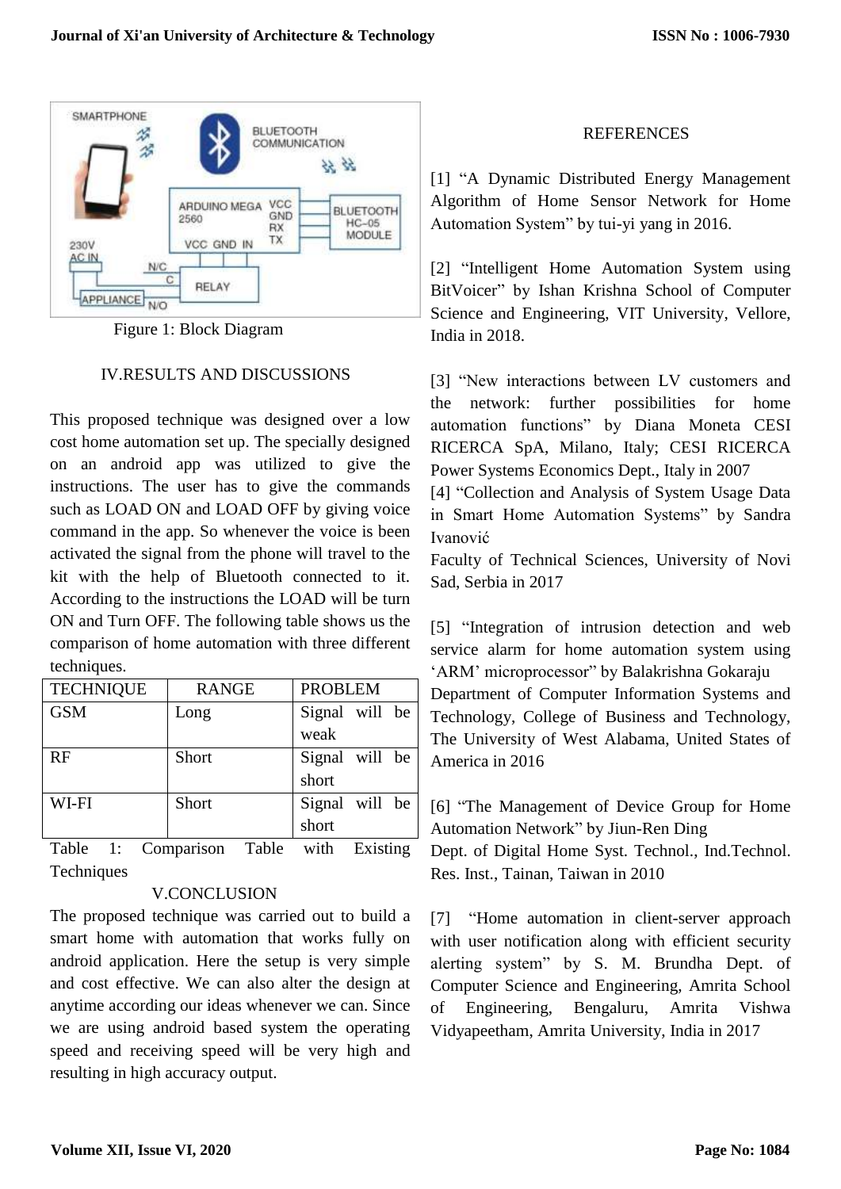Figure 1: Block Diagram

## IV.RESULTS AND DISCUSSIONS

This proposed technique was designed over a low cost home automation set up. The specially designed on an android app was utilized to give the instructions. The user has to give the commands such as LOAD ON and LOAD OFF by giving voice command in the app. So whenever the voice is been activated the signal from the phone will travel to the kit with the help of Bluetooth connected to it. According to the instructions the LOAD will be turn ON and Turn OFF. The following table shows us the comparison of home automation with three different techniques.

| TECHNIQUE | RANGE | PROBLEM |
|---|---|---|
| GSM | Long | Signal will be weak |
| RF | Short | Signal will be short |
| WI-FI | Short | Signal will be short |

Table 1: Comparison Table with Existing Techniques

## V.CONCLUSION

The proposed technique was carried out to build a smart home with automation that works fully on android application. Here the setup is very simple and cost effective. We can also alter the design at anytime according our ideas whenever we can. Since we are using android based system the operating speed and receiving speed will be very high and resulting in high accuracy output.

## REFERENCES

[1] "A Dynamic Distributed Energy Management Algorithm of Home Sensor Network for Home Automation System" by tui-yi yang in 2016.

[2] "Intelligent Home Automation System using BitVoicer" by Ishan Krishna School of Computer Science and Engineering, VIT University, Vellore, India in 2018.

[3] "New interactions between LV customers and the network: further possibilities for home automation functions" by Diana Moneta CESI RICERCA SpA, Milano, Italy; CESI RICERCA Power Systems Economics Dept., Italy in 2007

[4] "Collection and Analysis of System Usage Data in Smart Home Automation Systems" by Sandra Ivanović
Faculty of Technical Sciences, University of Novi Sad, Serbia in 2017

[5] "Integration of intrusion detection and web service alarm for home automation system using 'ARM' microprocessor" by Balakrishna Gokaraju
Department of Computer Information Systems and Technology, College of Business and Technology, The University of West Alabama, United States of America in 2016

[6] "The Management of Device Group for Home Automation Network" by Jiun-Ren Ding
Dept. of Digital Home Syst. Technol., Ind.Technol. Res. Inst., Tainan, Taiwan in 2010

[7] "Home automation in client-server approach with user notification along with efficient security alerting system" by S. M. Brundha Dept. of Computer Science and Engineering, Amrita School of Engineering, Bengaluru, Amrita Vishwa Vidyapeetham, Amrita University, India in 2017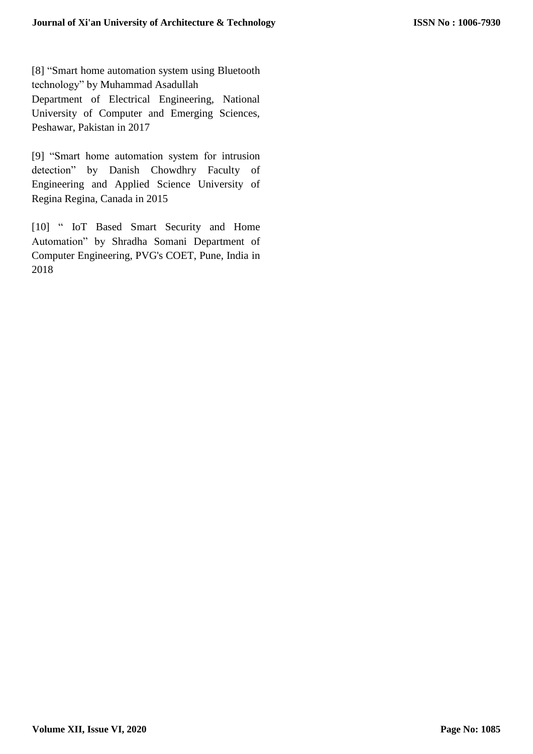[8] “Smart home automation system using Bluetooth technology” by Muhammad Asadullah
Department of Electrical Engineering, National University of Computer and Emerging Sciences, Peshawar, Pakistan in 2017

[9] “Smart home automation system for intrusion detection” by Danish Chowdhry Faculty of Engineering and Applied Science University of Regina Regina, Canada in 2015

[10] “ IoT Based Smart Security and Home Automation” by Shradha Somani Department of Computer Engineering, PVG's COET, Pune, India in 2018